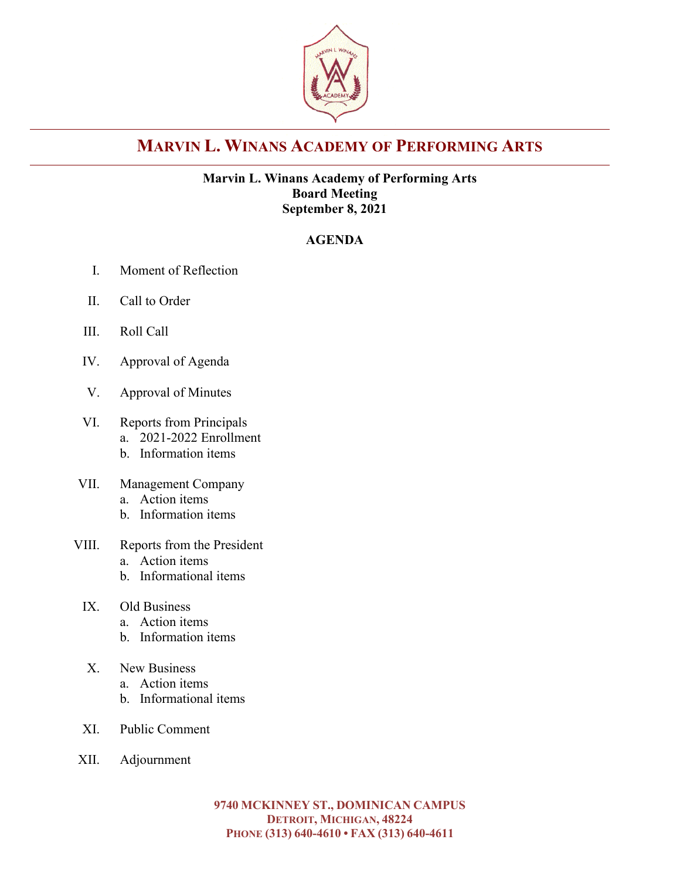# MARVIN L. WINANS ACADEMY OF PERFORMING ARTS

**Marvin L. Winans Academy of Performing Arts**
**Board Meeting**
**September 8, 2021**

**AGENDA**

I. Moment of Reflection

II. Call to Order

III. Roll Call

IV. Approval of Agenda

V. Approval of Minutes

VI. Reports from Principals
   a. 2021-2022 Enrollment
   b. Information items

VII. Management Company
   a. Action items
   b. Information items

VIII. Reports from the President
   a. Action items
   b. Informational items

IX. Old Business
   a. Action items
   b. Information items

X. New Business
   a. Action items
   b. Informational items

XI. Public Comment

XII. Adjournment

**9740 MCKINNEY ST., DOMINICAN CAMPUS**
**DETROIT, MICHIGAN, 48224**
**PHONE (313) 640-4610 • FAX (313) 640-4611**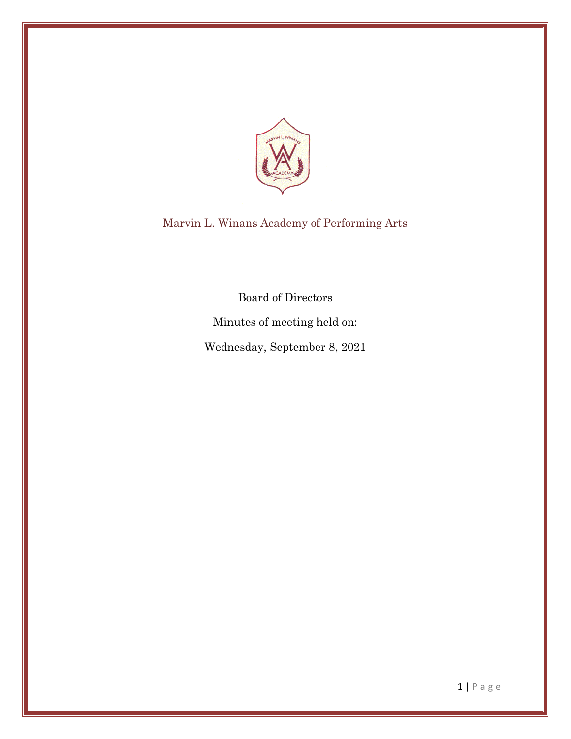Marvin L. Winans Academy of Performing Arts

Board of Directors

Minutes of meeting held on:

Wednesday, September 8, 2021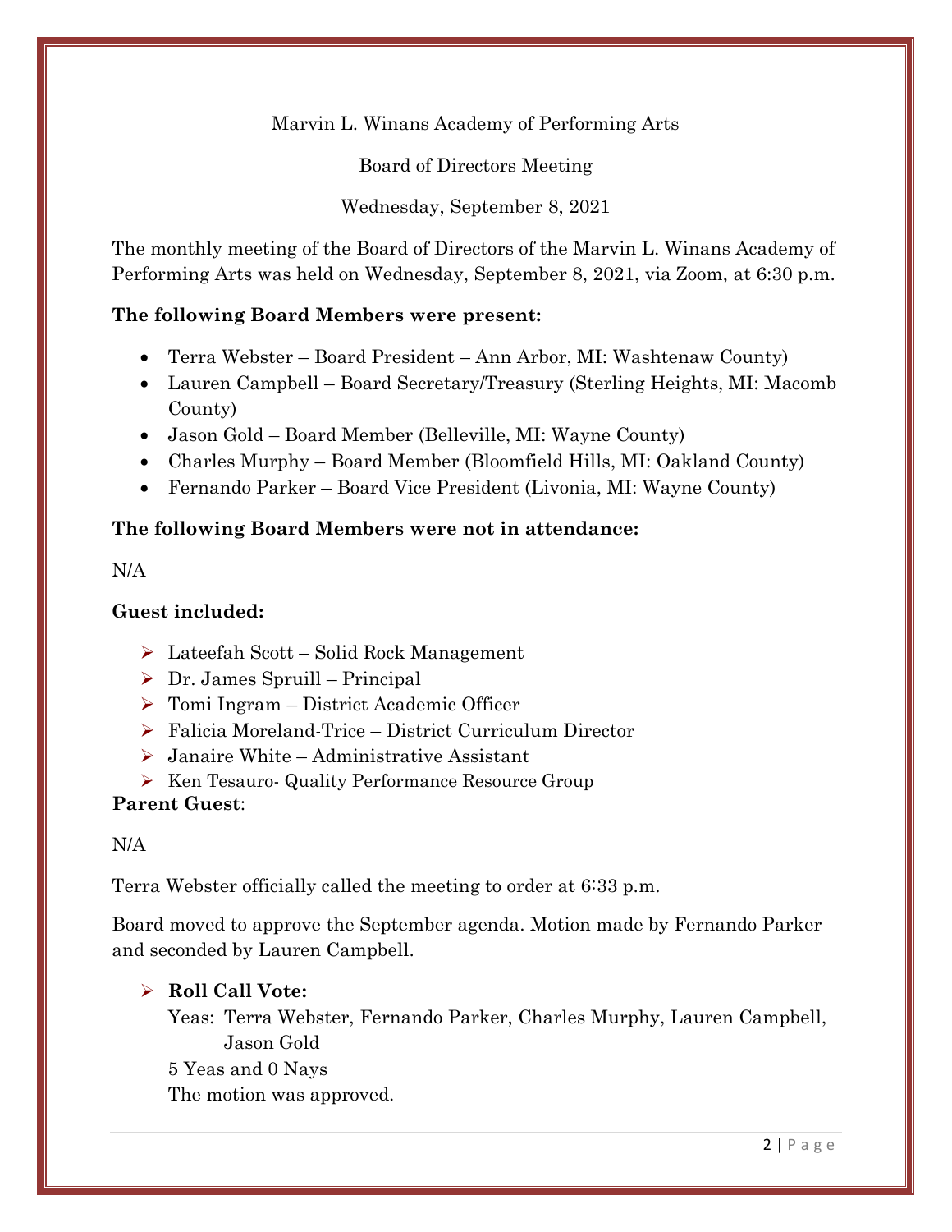Marvin L. Winans Academy of Performing Arts

Board of Directors Meeting

Wednesday, September 8, 2021

The monthly meeting of the Board of Directors of the Marvin L. Winans Academy of Performing Arts was held on Wednesday, September 8, 2021, via Zoom, at 6:30 p.m.

**The following Board Members were present:**

- Terra Webster – Board President – Ann Arbor, MI: Washtenaw County)
- Lauren Campbell – Board Secretary/Treasury (Sterling Heights, MI: Macomb County)
- Jason Gold – Board Member (Belleville, MI: Wayne County)
- Charles Murphy – Board Member (Bloomfield Hills, MI: Oakland County)
- Fernando Parker – Board Vice President (Livonia, MI: Wayne County)

**The following Board Members were not in attendance:**

N/A

**Guest included:**

- Lateefah Scott – Solid Rock Management
- Dr. James Spruill – Principal
- Tomi Ingram – District Academic Officer
- Falicia Moreland-Trice – District Curriculum Director
- Janaire White – Administrative Assistant
- Ken Tesauro- Quality Performance Resource Group

**Parent Guest**:

N/A

Terra Webster officially called the meeting to order at 6:33 p.m.

Board moved to approve the September agenda. Motion made by Fernando Parker and seconded by Lauren Campbell.

- **Roll Call Vote:**
  Yeas: Terra Webster, Fernando Parker, Charles Murphy, Lauren Campbell, Jason Gold
  5 Yeas and 0 Nays
  The motion was approved.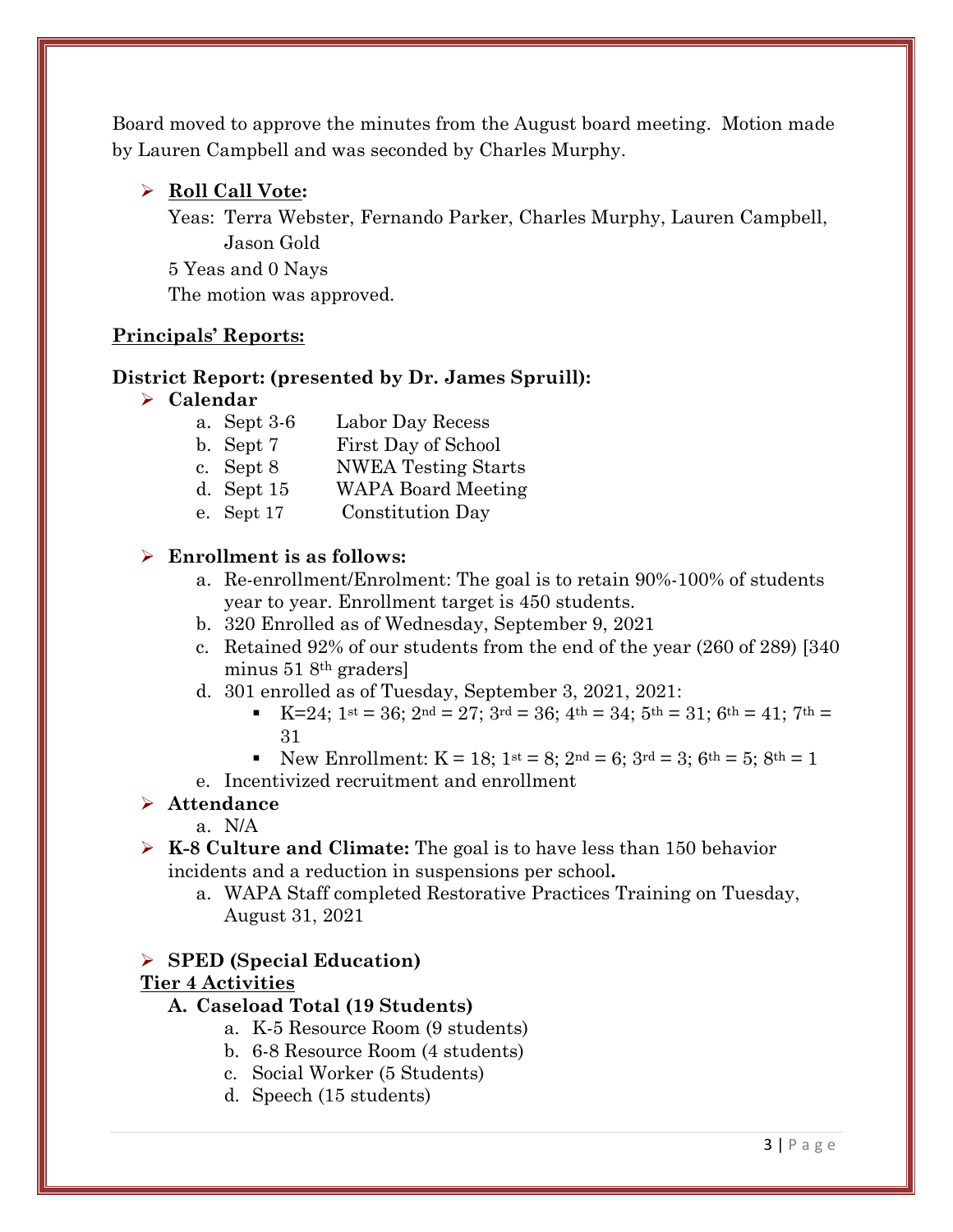Board moved to approve the minutes from the August board meeting. Motion made by Lauren Campbell and was seconded by Charles Murphy.

- **Roll Call Vote:**
  
  Yeas: Terra Webster, Fernando Parker, Charles Murphy, Lauren Campbell, Jason Gold
  
  5 Yeas and 0 Nays
  
  The motion was approved.

## Principals' Reports:

### District Report: (presented by Dr. James Spruill):

- **Calendar**
  - a. Sept 3-6 Labor Day Recess
  - b. Sept 7 First Day of School
  - c. Sept 8 NWEA Testing Starts
  - d. Sept 15 WAPA Board Meeting
  - e. Sept 17 Constitution Day

- **Enrollment is as follows:**
  - a. Re-enrollment/Enrolment: The goal is to retain 90%-100% of students year to year. Enrollment target is 450 students.
  - b. 320 Enrolled as of Wednesday, September 9, 2021
  - c. Retained 92% of our students from the end of the year (260 of 289) [340 minus 51 8th graders]
  - d. 301 enrolled as of Tuesday, September 3, 2021, 2021:
    - K=24; 1st = 36; 2nd = 27; 3rd = 36; 4th = 34; 5th = 31; 6th = 41; 7th = 31
    - New Enrollment: K = 18; 1st = 8; 2nd = 6; 3rd = 3; 6th = 5; 8th = 1
  - e. Incentivized recruitment and enrollment
- **Attendance**
  - a. N/A
- **K-8 Culture and Climate:** The goal is to have less than 150 behavior incidents and a reduction in suspensions per school**.**
  - a. WAPA Staff completed Restorative Practices Training on Tuesday, August 31, 2021

- **SPED (Special Education)**

**Tier 4 Activities**

**A. Caseload Total (19 Students)**
  - a. K-5 Resource Room (9 students)
  - b. 6-8 Resource Room (4 students)
  - c. Social Worker (5 Students)
  - d. Speech (15 students)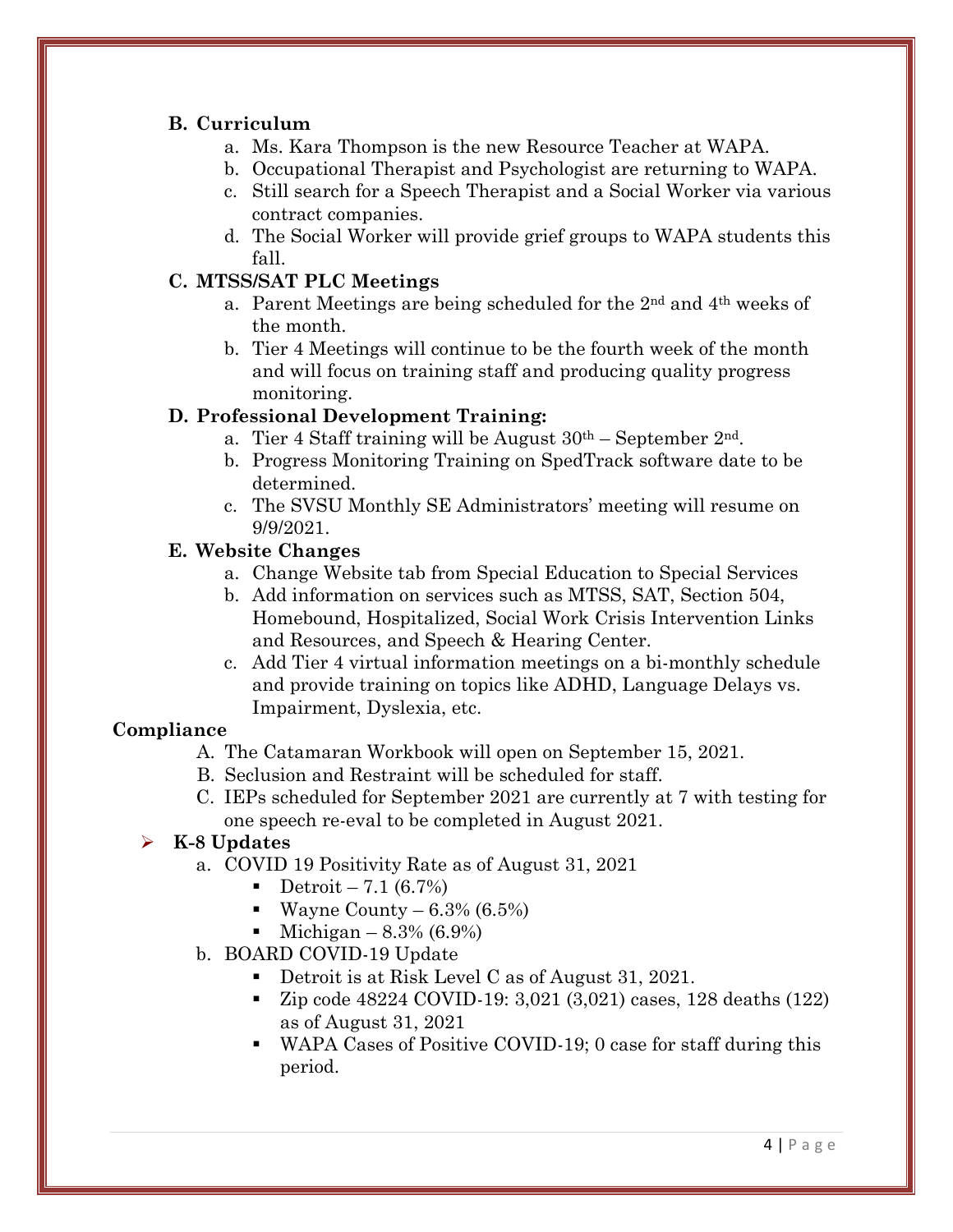### B. Curriculum

a. Ms. Kara Thompson is the new Resource Teacher at WAPA.
b. Occupational Therapist and Psychologist are returning to WAPA.
c. Still search for a Speech Therapist and a Social Worker via various contract companies.
d. The Social Worker will provide grief groups to WAPA students this fall.

### C. MTSS/SAT PLC Meetings

a. Parent Meetings are being scheduled for the 2nd and 4th weeks of the month.
b. Tier 4 Meetings will continue to be the fourth week of the month and will focus on training staff and producing quality progress monitoring.

### D. Professional Development Training:

a. Tier 4 Staff training will be August 30th – September 2nd.
b. Progress Monitoring Training on SpedTrack software date to be determined.
c. The SVSU Monthly SE Administrators' meeting will resume on 9/9/2021.

### E. Website Changes

a. Change Website tab from Special Education to Special Services
b. Add information on services such as MTSS, SAT, Section 504, Homebound, Hospitalized, Social Work Crisis Intervention Links and Resources, and Speech & Hearing Center.
c. Add Tier 4 virtual information meetings on a bi-monthly schedule and provide training on topics like ADHD, Language Delays vs. Impairment, Dyslexia, etc.

## Compliance

A. The Catamaran Workbook will open on September 15, 2021.
B. Seclusion and Restraint will be scheduled for staff.
C. IEPs scheduled for September 2021 are currently at 7 with testing for one speech re-eval to be completed in August 2021.

- **K-8 Updates**
  a. COVID 19 Positivity Rate as of August 31, 2021
     - Detroit – 7.1 (6.7%)
     - Wayne County – 6.3% (6.5%)
     - Michigan – 8.3% (6.9%)
  
  b. BOARD COVID-19 Update
     - Detroit is at Risk Level C as of August 31, 2021.
     - Zip code 48224 COVID-19: 3,021 (3,021) cases, 128 deaths (122) as of August 31, 2021
     - WAPA Cases of Positive COVID-19; 0 case for staff during this period.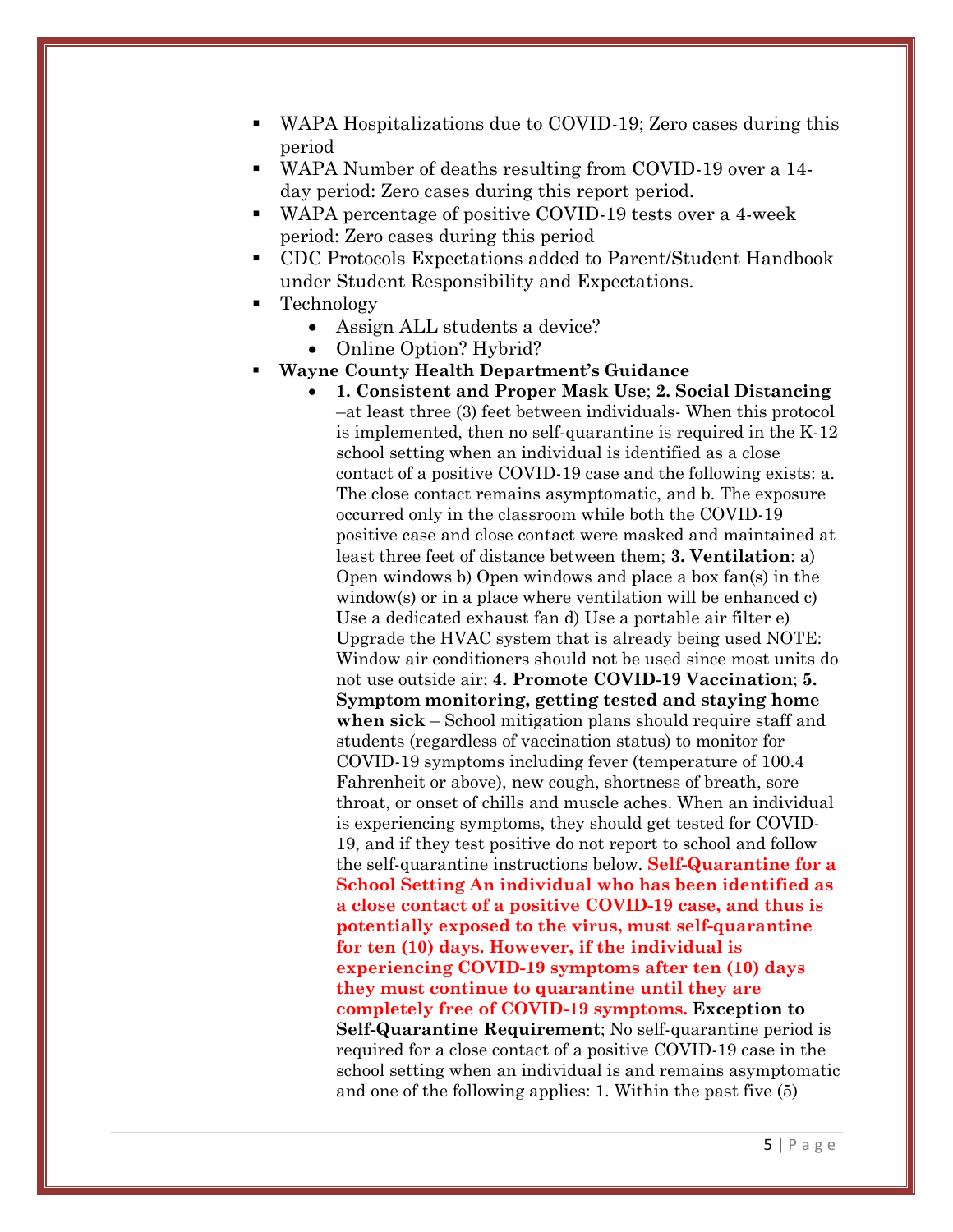- WAPA Hospitalizations due to COVID-19; Zero cases during this period
- WAPA Number of deaths resulting from COVID-19 over a 14-day period: Zero cases during this report period.
- WAPA percentage of positive COVID-19 tests over a 4-week period: Zero cases during this period
- CDC Protocols Expectations added to Parent/Student Handbook under Student Responsibility and Expectations.
- Technology
  - Assign ALL students a device?
  - Online Option? Hybrid?
- **Wayne County Health Department's Guidance**
  - **1. Consistent and Proper Mask Use**; **2. Social Distancing** –at least three (3) feet between individuals- When this protocol is implemented, then no self-quarantine is required in the K-12 school setting when an individual is identified as a close contact of a positive COVID-19 case and the following exists: a. The close contact remains asymptomatic, and b. The exposure occurred only in the classroom while both the COVID-19 positive case and close contact were masked and maintained at least three feet of distance between them; **3. Ventilation**: a) Open windows b) Open windows and place a box fan(s) in the window(s) or in a place where ventilation will be enhanced c) Use a dedicated exhaust fan d) Use a portable air filter e) Upgrade the HVAC system that is already being used NOTE: Window air conditioners should not be used since most units do not use outside air; **4. Promote COVID-19 Vaccination**; **5. Symptom monitoring, getting tested and staying home when sick** – School mitigation plans should require staff and students (regardless of vaccination status) to monitor for COVID-19 symptoms including fever (temperature of 100.4 Fahrenheit or above), new cough, shortness of breath, sore throat, or onset of chills and muscle aches. When an individual is experiencing symptoms, they should get tested for COVID-19, and if they test positive do not report to school and follow the self-quarantine instructions below. **Self-Quarantine for a School Setting An individual who has been identified as a close contact of a positive COVID-19 case, and thus is potentially exposed to the virus, must self-quarantine for ten (10) days. However, if the individual is experiencing COVID-19 symptoms after ten (10) days they must continue to quarantine until they are completely free of COVID-19 symptoms.** **Exception to Self-Quarantine Requirement**; No self-quarantine period is required for a close contact of a positive COVID-19 case in the school setting when an individual is and remains asymptomatic and one of the following applies: 1. Within the past five (5)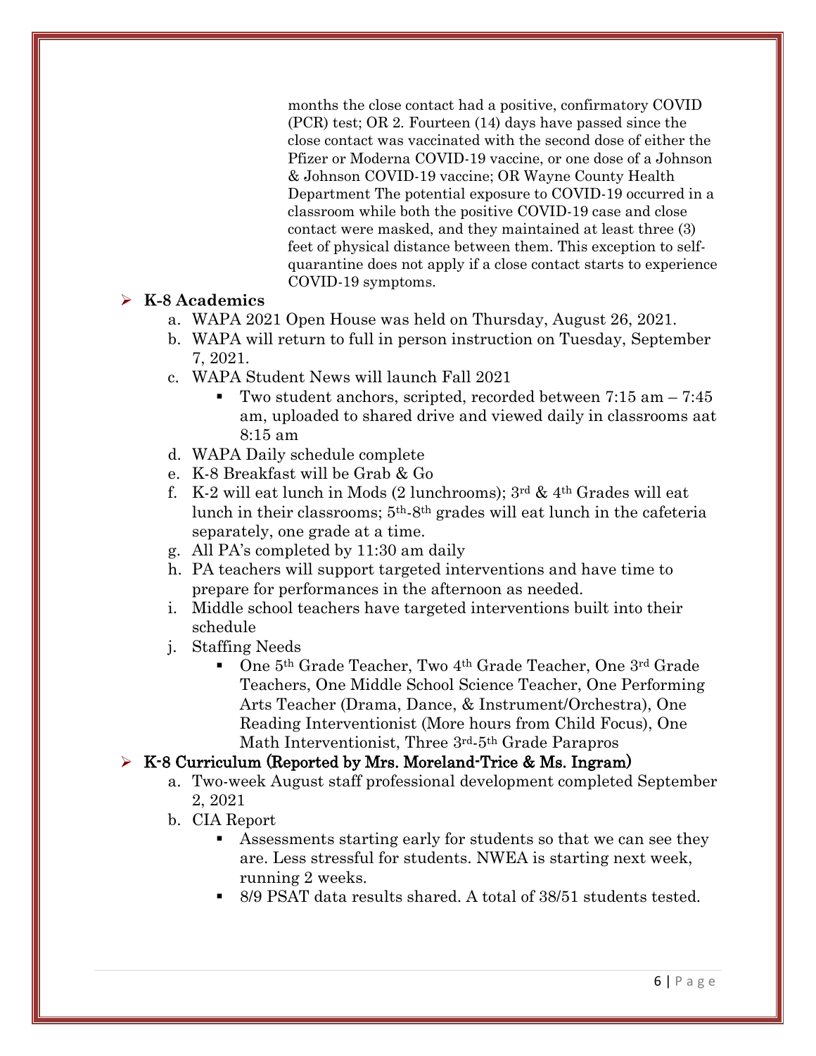months the close contact had a positive, confirmatory COVID (PCR) test; OR 2. Fourteen (14) days have passed since the close contact was vaccinated with the second dose of either the Pfizer or Moderna COVID-19 vaccine, or one dose of a Johnson & Johnson COVID-19 vaccine; OR Wayne County Health Department The potential exposure to COVID-19 occurred in a classroom while both the positive COVID-19 case and close contact were masked, and they maintained at least three (3) feet of physical distance between them. This exception to self-quarantine does not apply if a close contact starts to experience COVID-19 symptoms.

- **K-8 Academics**
  - a. WAPA 2021 Open House was held on Thursday, August 26, 2021.
  - b. WAPA will return to full in person instruction on Tuesday, September 7, 2021.
  - c. WAPA Student News will launch Fall 2021
    - Two student anchors, scripted, recorded between 7:15 am – 7:45 am, uploaded to shared drive and viewed daily in classrooms aat 8:15 am
  - d. WAPA Daily schedule complete
  - e. K-8 Breakfast will be Grab & Go
  - f. K-2 will eat lunch in Mods (2 lunchrooms); 3rd & 4th Grades will eat lunch in their classrooms; 5th-8th grades will eat lunch in the cafeteria separately, one grade at a time.
  - g. All PA's completed by 11:30 am daily
  - h. PA teachers will support targeted interventions and have time to prepare for performances in the afternoon as needed.
  - i. Middle school teachers have targeted interventions built into their schedule
  - j. Staffing Needs
    - One 5th Grade Teacher, Two 4th Grade Teacher, One 3rd Grade Teachers, One Middle School Science Teacher, One Performing Arts Teacher (Drama, Dance, & Instrument/Orchestra), One Reading Interventionist (More hours from Child Focus), One Math Interventionist, Three 3rd-5th Grade Parapros

- **K-8 Curriculum (Reported by Mrs. Moreland-Trice & Ms. Ingram)**
  - a. Two-week August staff professional development completed September 2, 2021
  - b. CIA Report
    - Assessments starting early for students so that we can see they are. Less stressful for students. NWEA is starting next week, running 2 weeks.
    - 8/9 PSAT data results shared. A total of 38/51 students tested.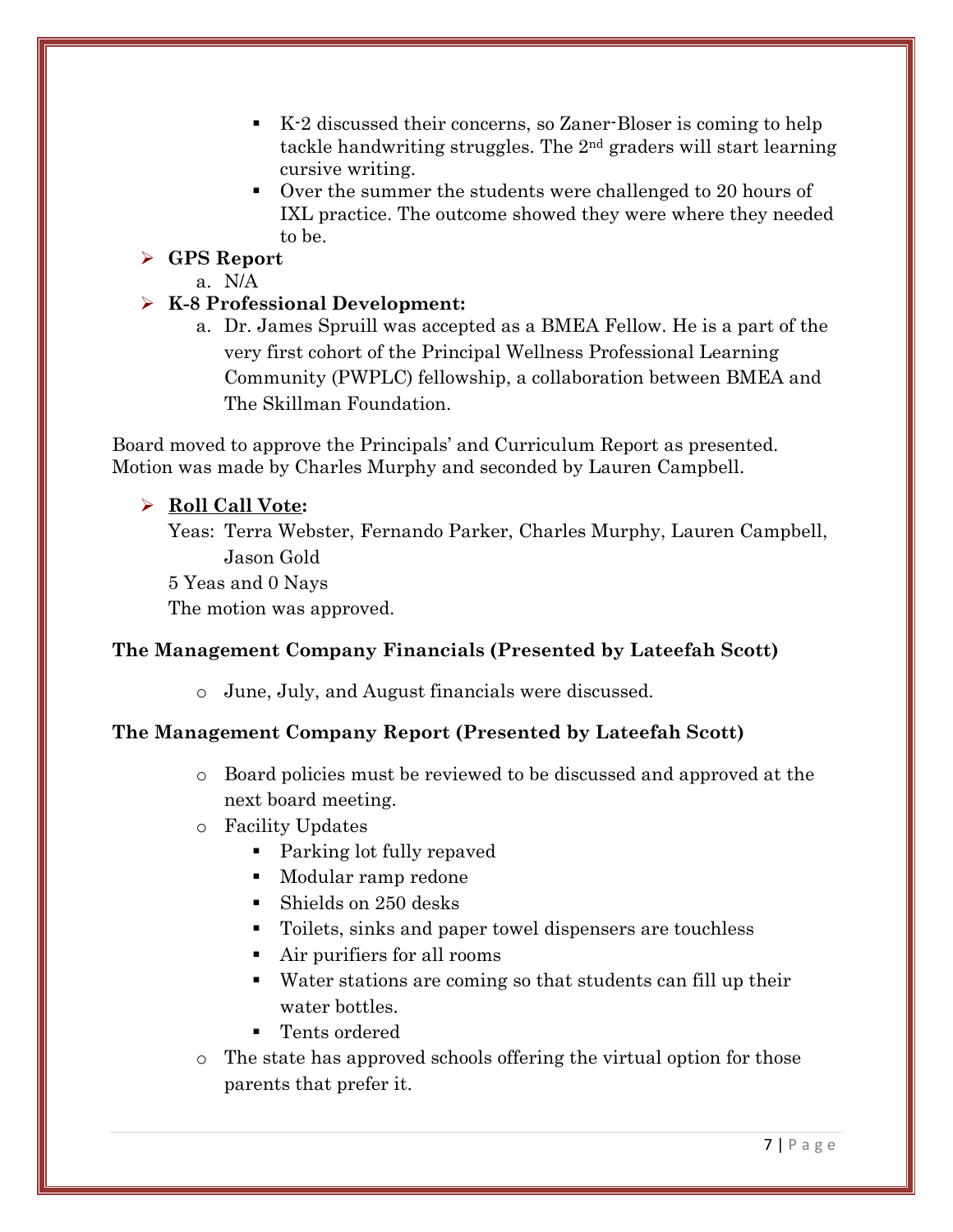- K-2 discussed their concerns, so Zaner-Bloser is coming to help tackle handwriting struggles. The 2nd graders will start learning cursive writing.
- Over the summer the students were challenged to 20 hours of IXL practice. The outcome showed they were where they needed to be.

- **GPS Report**
  a. N/A
- **K-8 Professional Development:**
  a. Dr. James Spruill was accepted as a BMEA Fellow. He is a part of the very first cohort of the Principal Wellness Professional Learning Community (PWPLC) fellowship, a collaboration between BMEA and The Skillman Foundation.

Board moved to approve the Principals' and Curriculum Report as presented. Motion was made by Charles Murphy and seconded by Lauren Campbell.

- **Roll Call Vote:**
  Yeas: Terra Webster, Fernando Parker, Charles Murphy, Lauren Campbell, Jason Gold
  5 Yeas and 0 Nays
  The motion was approved.

**The Management Company Financials (Presented by Lateefah Scott)**

- June, July, and August financials were discussed.

**The Management Company Report (Presented by Lateefah Scott)**

- Board policies must be reviewed to be discussed and approved at the next board meeting.
- Facility Updates
  - Parking lot fully repaved
  - Modular ramp redone
  - Shields on 250 desks
  - Toilets, sinks and paper towel dispensers are touchless
  - Air purifiers for all rooms
  - Water stations are coming so that students can fill up their water bottles.
  - Tents ordered
- The state has approved schools offering the virtual option for those parents that prefer it.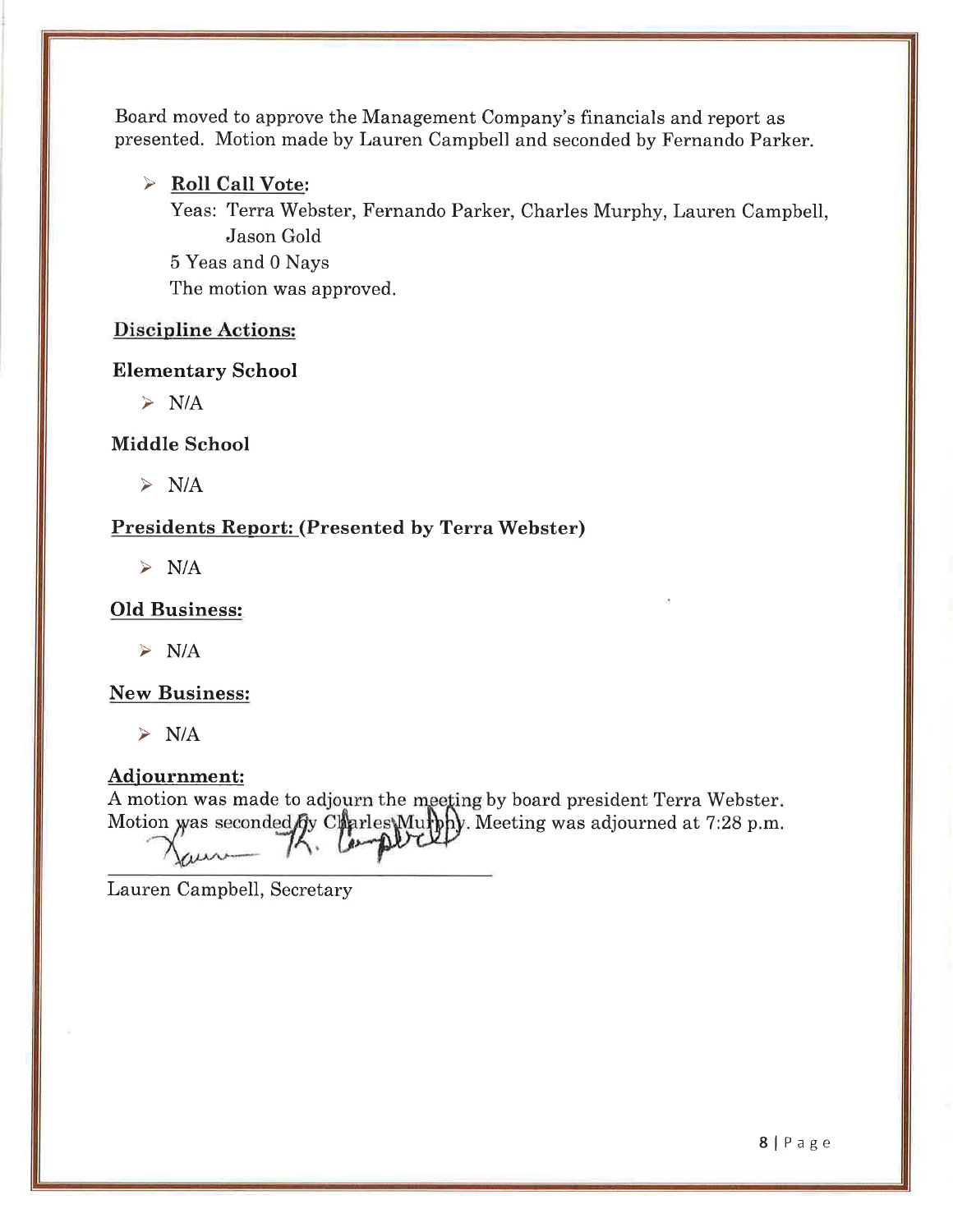Board moved to approve the Management Company's financials and report as presented. Motion made by Lauren Campbell and seconded by Fernando Parker.

- **Roll Call Vote:**
  Yeas: Terra Webster, Fernando Parker, Charles Murphy, Lauren Campbell, Jason Gold
  5 Yeas and 0 Nays
  The motion was approved.

**Discipline Actions:**

**Elementary School**

- N/A

**Middle School**

- N/A

**Presidents Report: (Presented by Terra Webster)**

- N/A

**Old Business:**

- N/A

**New Business:**

- N/A

**Adjournment:**

A motion was made to adjourn the meeting by board president Terra Webster. Motion was seconded by Charles Murphy. Meeting was adjourned at 7:28 p.m.

Lauren Campbell, Secretary